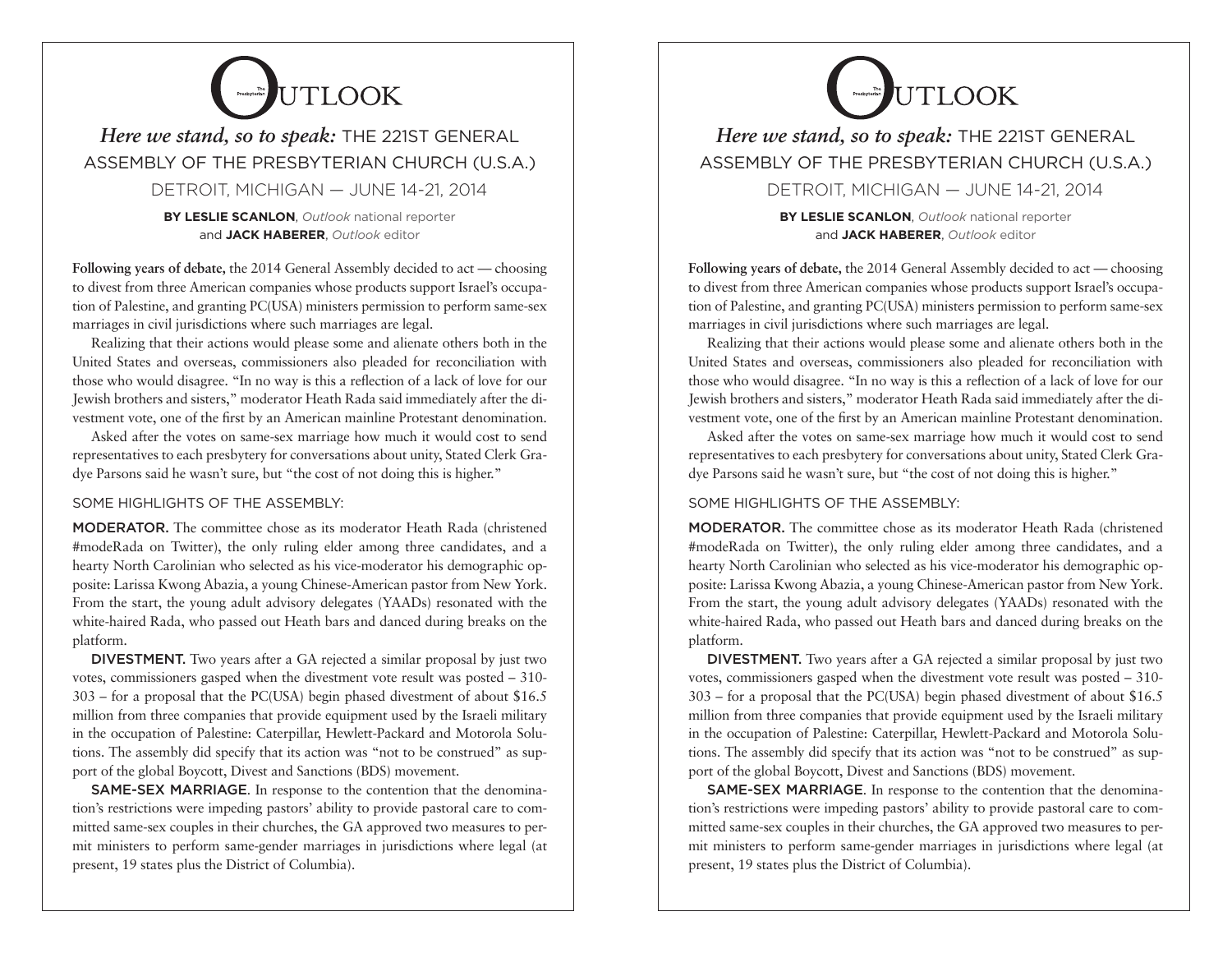# The Presbyterian Outlook

## *Here we stand, so to speak:* THE 221ST GENERAL ASSEMBLY OF THE PRESBYTERIAN CHURCH (U.S.A.)

### DETROIT, MICHIGAN — JUNE 14-21, 2014

**BY LESLIE SCANLON**, *Outlook* national reporter and **JACK HABERER**, *Outlook* editor

**Following years of debate,** the 2014 General Assembly decided to act — choosing to divest from three American companies whose products support Israel's occupation of Palestine, and granting PC(USA) ministers permission to perform same-sex marriages in civil jurisdictions where such marriages are legal.

Realizing that their actions would please some and alienate others both in the United States and overseas, commissioners also pleaded for reconciliation with those who would disagree. "In no way is this a reflection of a lack of love for our Jewish brothers and sisters," moderator Heath Rada said immediately after the divestment vote, one of the first by an American mainline Protestant denomination.

Asked after the votes on same-sex marriage how much it would cost to send representatives to each presbytery for conversations about unity, Stated Clerk Gradye Parsons said he wasn't sure, but "the cost of not doing this is higher."

SOME HIGHLIGHTS OF THE ASSEMBLY:

**MODERATOR.** The committee chose as its moderator Heath Rada (christened #modeRada on Twitter), the only ruling elder among three candidates, and a hearty North Carolinian who selected as his vice-moderator his demographic opposite: Larissa Kwong Abazia, a young Chinese-American pastor from New York. From the start, the young adult advisory delegates (YAADs) resonated with the white-haired Rada, who passed out Heath bars and danced during breaks on the platform.

**DIVESTMENT.** Two years after a GA rejected a similar proposal by just two votes, commissioners gasped when the divestment vote result was posted – 310-303 – for a proposal that the PC(USA) begin phased divestment of about $16.5 million from three companies that provide equipment used by the Israeli military in the occupation of Palestine: Caterpillar, Hewlett-Packard and Motorola Solutions. The assembly did specify that its action was "not to be construed" as support of the global Boycott, Divest and Sanctions (BDS) movement.

**SAME-SEX MARRIAGE**. In response to the contention that the denomination's restrictions were impeding pastors' ability to provide pastoral care to committed same-sex couples in their churches, the GA approved two measures to permit ministers to perform same-gender marriages in jurisdictions where legal (at present, 19 states plus the District of Columbia).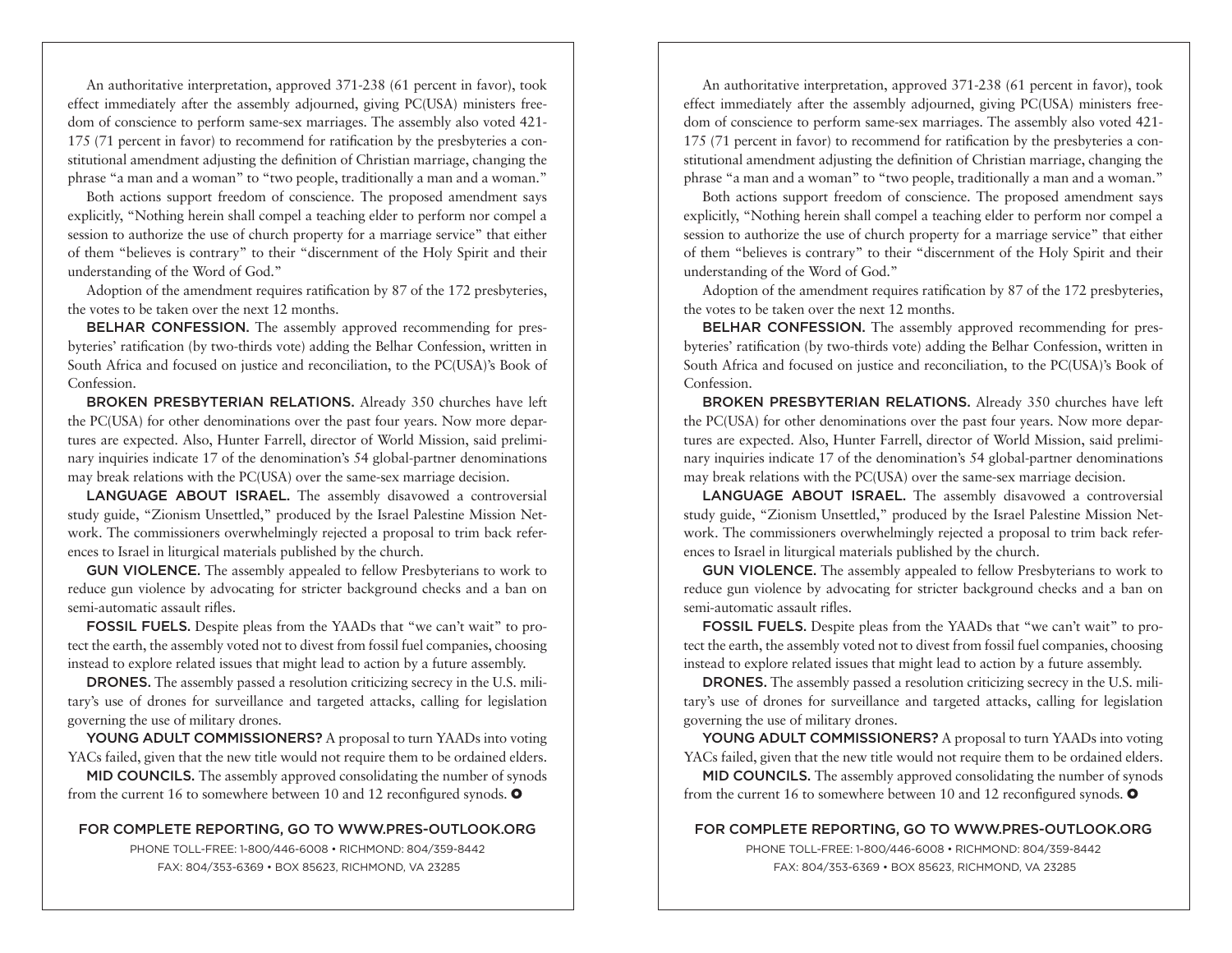An authoritative interpretation, approved 371-238 (61 percent in favor), took effect immediately after the assembly adjourned, giving PC(USA) ministers freedom of conscience to perform same-sex marriages. The assembly also voted 421-175 (71 percent in favor) to recommend for ratification by the presbyteries a constitutional amendment adjusting the definition of Christian marriage, changing the phrase "a man and a woman" to "two people, traditionally a man and a woman."

Both actions support freedom of conscience. The proposed amendment says explicitly, "Nothing herein shall compel a teaching elder to perform nor compel a session to authorize the use of church property for a marriage service" that either of them "believes is contrary" to their "discernment of the Holy Spirit and their understanding of the Word of God."

Adoption of the amendment requires ratification by 87 of the 172 presbyteries, the votes to be taken over the next 12 months.

**BELHAR CONFESSION.** The assembly approved recommending for presbyteries' ratification (by two-thirds vote) adding the Belhar Confession, written in South Africa and focused on justice and reconciliation, to the PC(USA)'s Book of Confession.

**BROKEN PRESBYTERIAN RELATIONS.** Already 350 churches have left the PC(USA) for other denominations over the past four years. Now more departures are expected. Also, Hunter Farrell, director of World Mission, said preliminary inquiries indicate 17 of the denomination's 54 global-partner denominations may break relations with the PC(USA) over the same-sex marriage decision.

**LANGUAGE ABOUT ISRAEL.** The assembly disavowed a controversial study guide, "Zionism Unsettled," produced by the Israel Palestine Mission Network. The commissioners overwhelmingly rejected a proposal to trim back references to Israel in liturgical materials published by the church.

**GUN VIOLENCE.** The assembly appealed to fellow Presbyterians to work to reduce gun violence by advocating for stricter background checks and a ban on semi-automatic assault rifles.

**FOSSIL FUELS.** Despite pleas from the YAADs that "we can't wait" to protect the earth, the assembly voted not to divest from fossil fuel companies, choosing instead to explore related issues that might lead to action by a future assembly.

**DRONES.** The assembly passed a resolution criticizing secrecy in the U.S. military's use of drones for surveillance and targeted attacks, calling for legislation governing the use of military drones.

**YOUNG ADULT COMMISSIONERS?** A proposal to turn YAADs into voting YACs failed, given that the new title would not require them to be ordained elders.

**MID COUNCILS.** The assembly approved consolidating the number of synods from the current 16 to somewhere between 10 and 12 reconfigured synods.

FOR COMPLETE REPORTING, GO TO WWW.PRES-OUTLOOK.ORG

PHONE TOLL-FREE: 1-800/446-6008 • RICHMOND: 804/359-8442

FAX: 804/353-6369 • BOX 85623, RICHMOND, VA 23285

---

An authoritative interpretation, approved 371-238 (61 percent in favor), took effect immediately after the assembly adjourned, giving PC(USA) ministers freedom of conscience to perform same-sex marriages. The assembly also voted 421-175 (71 percent in favor) to recommend for ratification by the presbyteries a constitutional amendment adjusting the definition of Christian marriage, changing the phrase "a man and a woman" to "two people, traditionally a man and a woman."

Both actions support freedom of conscience. The proposed amendment says explicitly, "Nothing herein shall compel a teaching elder to perform nor compel a session to authorize the use of church property for a marriage service" that either of them "believes is contrary" to their "discernment of the Holy Spirit and their understanding of the Word of God."

Adoption of the amendment requires ratification by 87 of the 172 presbyteries, the votes to be taken over the next 12 months.

**BELHAR CONFESSION.** The assembly approved recommending for presbyteries' ratification (by two-thirds vote) adding the Belhar Confession, written in South Africa and focused on justice and reconciliation, to the PC(USA)'s Book of Confession.

**BROKEN PRESBYTERIAN RELATIONS.** Already 350 churches have left the PC(USA) for other denominations over the past four years. Now more departures are expected. Also, Hunter Farrell, director of World Mission, said preliminary inquiries indicate 17 of the denomination's 54 global-partner denominations may break relations with the PC(USA) over the same-sex marriage decision.

**LANGUAGE ABOUT ISRAEL.** The assembly disavowed a controversial study guide, "Zionism Unsettled," produced by the Israel Palestine Mission Network. The commissioners overwhelmingly rejected a proposal to trim back references to Israel in liturgical materials published by the church.

**GUN VIOLENCE.** The assembly appealed to fellow Presbyterians to work to reduce gun violence by advocating for stricter background checks and a ban on semi-automatic assault rifles.

**FOSSIL FUELS.** Despite pleas from the YAADs that "we can't wait" to protect the earth, the assembly voted not to divest from fossil fuel companies, choosing instead to explore related issues that might lead to action by a future assembly.

**DRONES.** The assembly passed a resolution criticizing secrecy in the U.S. military's use of drones for surveillance and targeted attacks, calling for legislation governing the use of military drones.

**YOUNG ADULT COMMISSIONERS?** A proposal to turn YAADs into voting YACs failed, given that the new title would not require them to be ordained elders.

**MID COUNCILS.** The assembly approved consolidating the number of synods from the current 16 to somewhere between 10 and 12 reconfigured synods.

FOR COMPLETE REPORTING, GO TO WWW.PRES-OUTLOOK.ORG

PHONE TOLL-FREE: 1-800/446-6008 • RICHMOND: 804/359-8442

FAX: 804/353-6369 • BOX 85623, RICHMOND, VA 23285